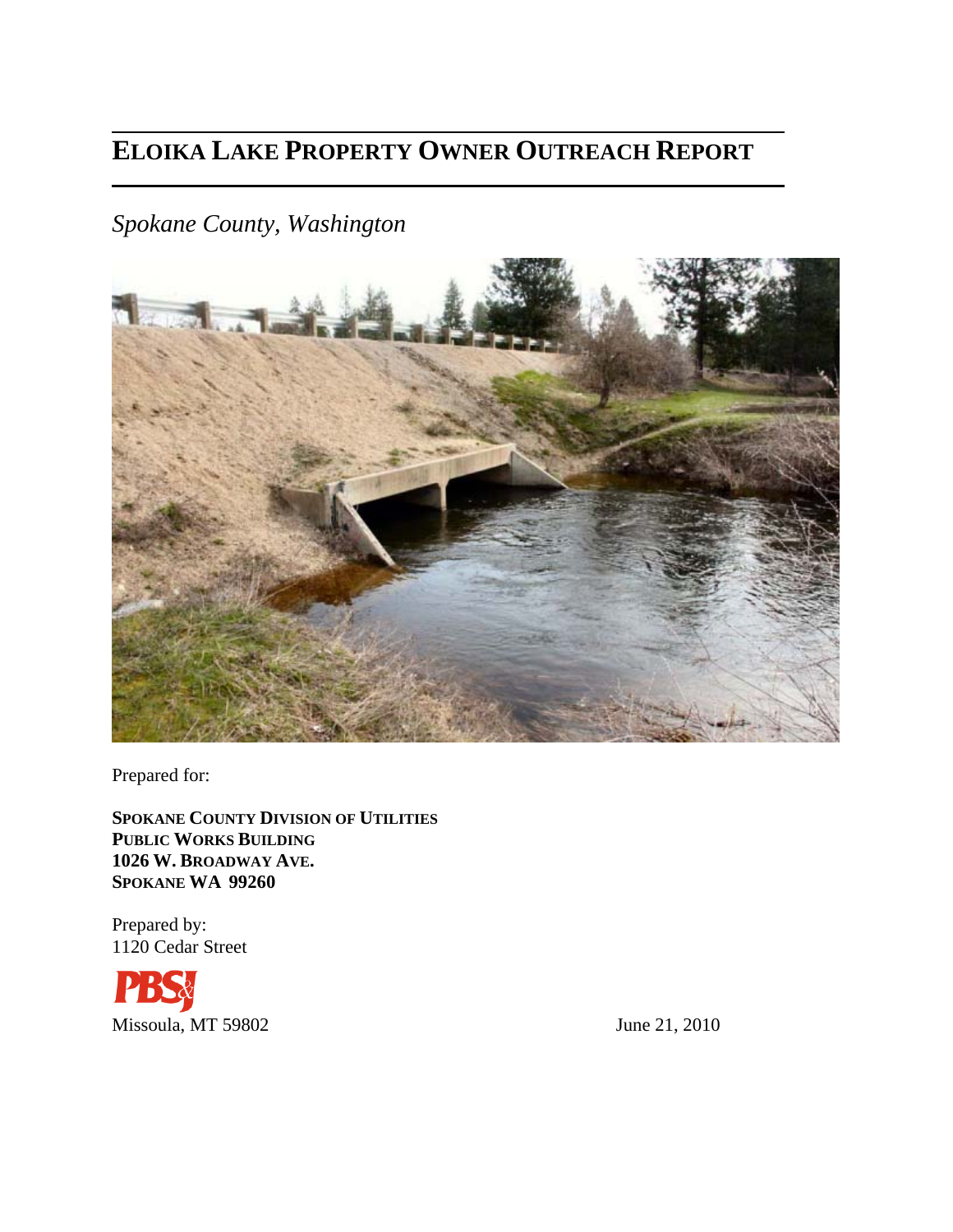# ELOIKA LAKE PROPERTY OWNER OUTREACH REPORT

*Spokane County, Washington*

Prepared for:

**SPOKANE COUNTY DIVISION OF UTILITIES**
**PUBLIC WORKS BUILDING**
**1026 W. BROADWAY AVE.**
**SPOKANE WA 99260**

Prepared by:
1120 Cedar Street

PBS&J

Missoula, MT 59802

June 21, 2010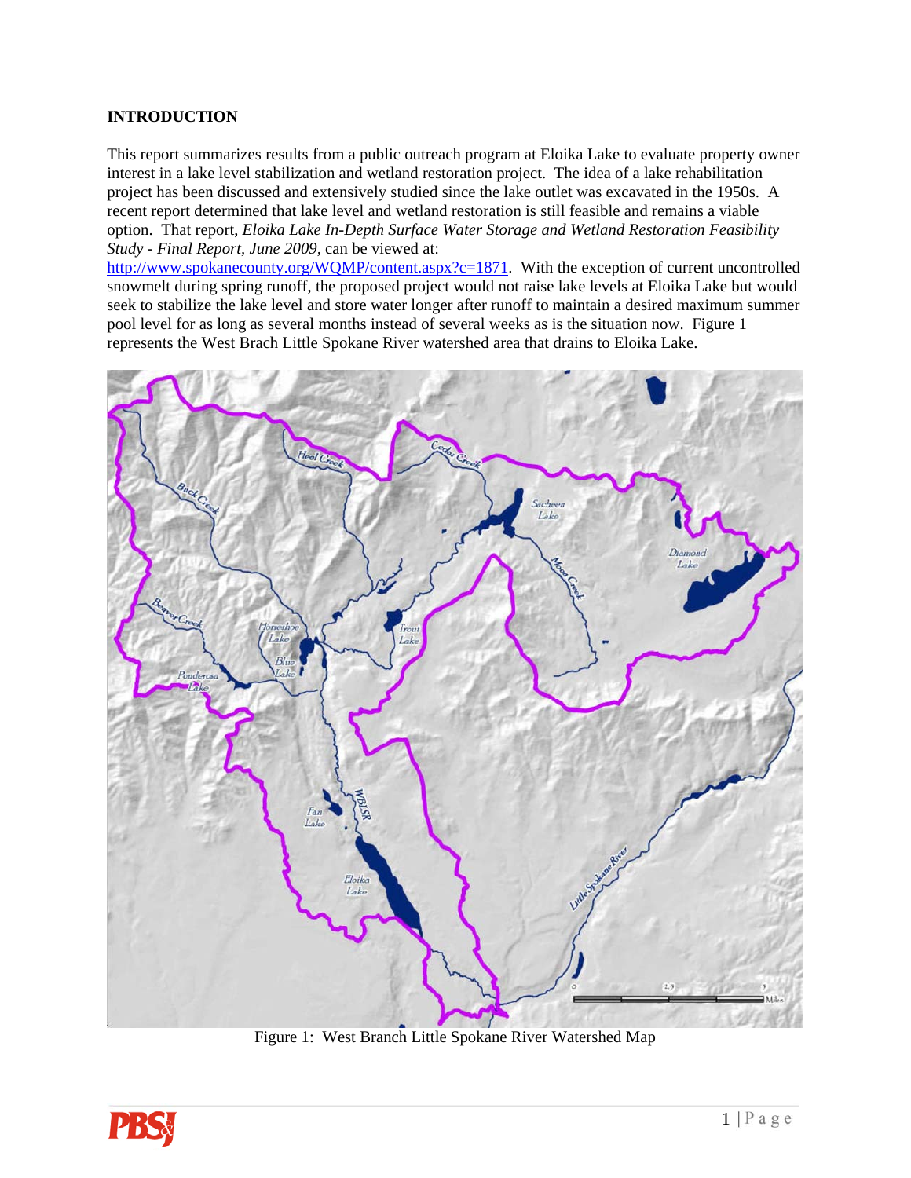## INTRODUCTION

This report summarizes results from a public outreach program at Eloika Lake to evaluate property owner interest in a lake level stabilization and wetland restoration project. The idea of a lake rehabilitation project has been discussed and extensively studied since the lake outlet was excavated in the 1950s. A recent report determined that lake level and wetland restoration is still feasible and remains a viable option. That report, *Eloika Lake In-Depth Surface Water Storage and Wetland Restoration Feasibility Study - Final Report, June 2009*, can be viewed at: http://www.spokanecounty.org/WQMP/content.aspx?c=1871. With the exception of current uncontrolled snowmelt during spring runoff, the proposed project would not raise lake levels at Eloika Lake but would seek to stabilize the lake level and store water longer after runoff to maintain a desired maximum summer pool level for as long as several months instead of several weeks as is the situation now. Figure 1 represents the West Brach Little Spokane River watershed area that drains to Eloika Lake.

Figure 1: West Branch Little Spokane River Watershed Map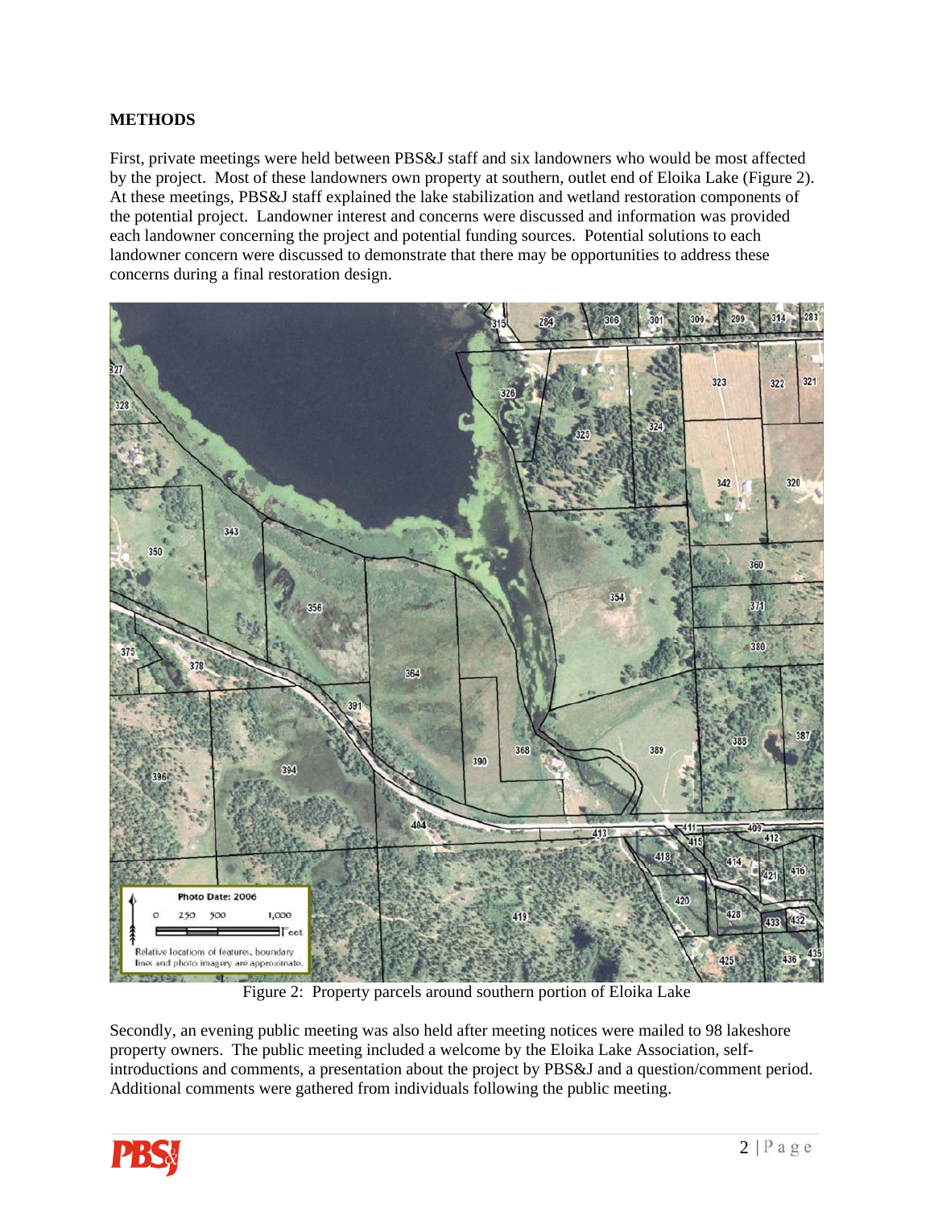## METHODS

First, private meetings were held between PBS&J staff and six landowners who would be most affected by the project. Most of these landowners own property at southern, outlet end of Eloika Lake (Figure 2). At these meetings, PBS&J staff explained the lake stabilization and wetland restoration components of the potential project. Landowner interest and concerns were discussed and information was provided each landowner concerning the project and potential funding sources. Potential solutions to each landowner concern were discussed to demonstrate that there may be opportunities to address these concerns during a final restoration design.

Figure 2: Property parcels around southern portion of Eloika Lake

Secondly, an evening public meeting was also held after meeting notices were mailed to 98 lakeshore property owners. The public meeting included a welcome by the Eloika Lake Association, self-introductions and comments, a presentation about the project by PBS&J and a question/comment period. Additional comments were gathered from individuals following the public meeting.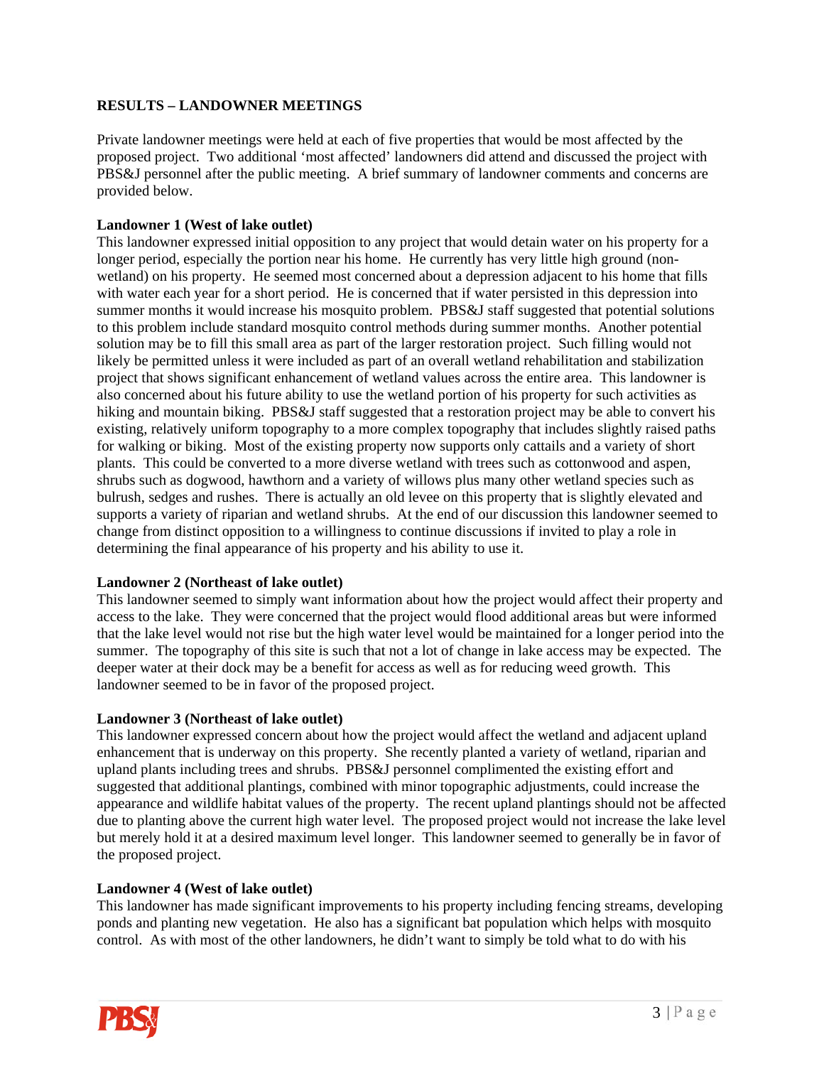## RESULTS – LANDOWNER MEETINGS

Private landowner meetings were held at each of five properties that would be most affected by the proposed project. Two additional 'most affected' landowners did attend and discussed the project with PBS&J personnel after the public meeting. A brief summary of landowner comments and concerns are provided below.

**Landowner 1 (West of lake outlet)**

This landowner expressed initial opposition to any project that would detain water on his property for a longer period, especially the portion near his home. He currently has very little high ground (non-wetland) on his property. He seemed most concerned about a depression adjacent to his home that fills with water each year for a short period. He is concerned that if water persisted in this depression into summer months it would increase his mosquito problem. PBS&J staff suggested that potential solutions to this problem include standard mosquito control methods during summer months. Another potential solution may be to fill this small area as part of the larger restoration project. Such filling would not likely be permitted unless it were included as part of an overall wetland rehabilitation and stabilization project that shows significant enhancement of wetland values across the entire area. This landowner is also concerned about his future ability to use the wetland portion of his property for such activities as hiking and mountain biking. PBS&J staff suggested that a restoration project may be able to convert his existing, relatively uniform topography to a more complex topography that includes slightly raised paths for walking or biking. Most of the existing property now supports only cattails and a variety of short plants. This could be converted to a more diverse wetland with trees such as cottonwood and aspen, shrubs such as dogwood, hawthorn and a variety of willows plus many other wetland species such as bulrush, sedges and rushes. There is actually an old levee on this property that is slightly elevated and supports a variety of riparian and wetland shrubs. At the end of our discussion this landowner seemed to change from distinct opposition to a willingness to continue discussions if invited to play a role in determining the final appearance of his property and his ability to use it.

**Landowner 2 (Northeast of lake outlet)**

This landowner seemed to simply want information about how the project would affect their property and access to the lake. They were concerned that the project would flood additional areas but were informed that the lake level would not rise but the high water level would be maintained for a longer period into the summer. The topography of this site is such that not a lot of change in lake access may be expected. The deeper water at their dock may be a benefit for access as well as for reducing weed growth. This landowner seemed to be in favor of the proposed project.

**Landowner 3 (Northeast of lake outlet)**

This landowner expressed concern about how the project would affect the wetland and adjacent upland enhancement that is underway on this property. She recently planted a variety of wetland, riparian and upland plants including trees and shrubs. PBS&J personnel complimented the existing effort and suggested that additional plantings, combined with minor topographic adjustments, could increase the appearance and wildlife habitat values of the property. The recent upland plantings should not be affected due to planting above the current high water level. The proposed project would not increase the lake level but merely hold it at a desired maximum level longer. This landowner seemed to generally be in favor of the proposed project.

**Landowner 4 (West of lake outlet)**

This landowner has made significant improvements to his property including fencing streams, developing ponds and planting new vegetation. He also has a significant bat population which helps with mosquito control. As with most of the other landowners, he didn't want to simply be told what to do with his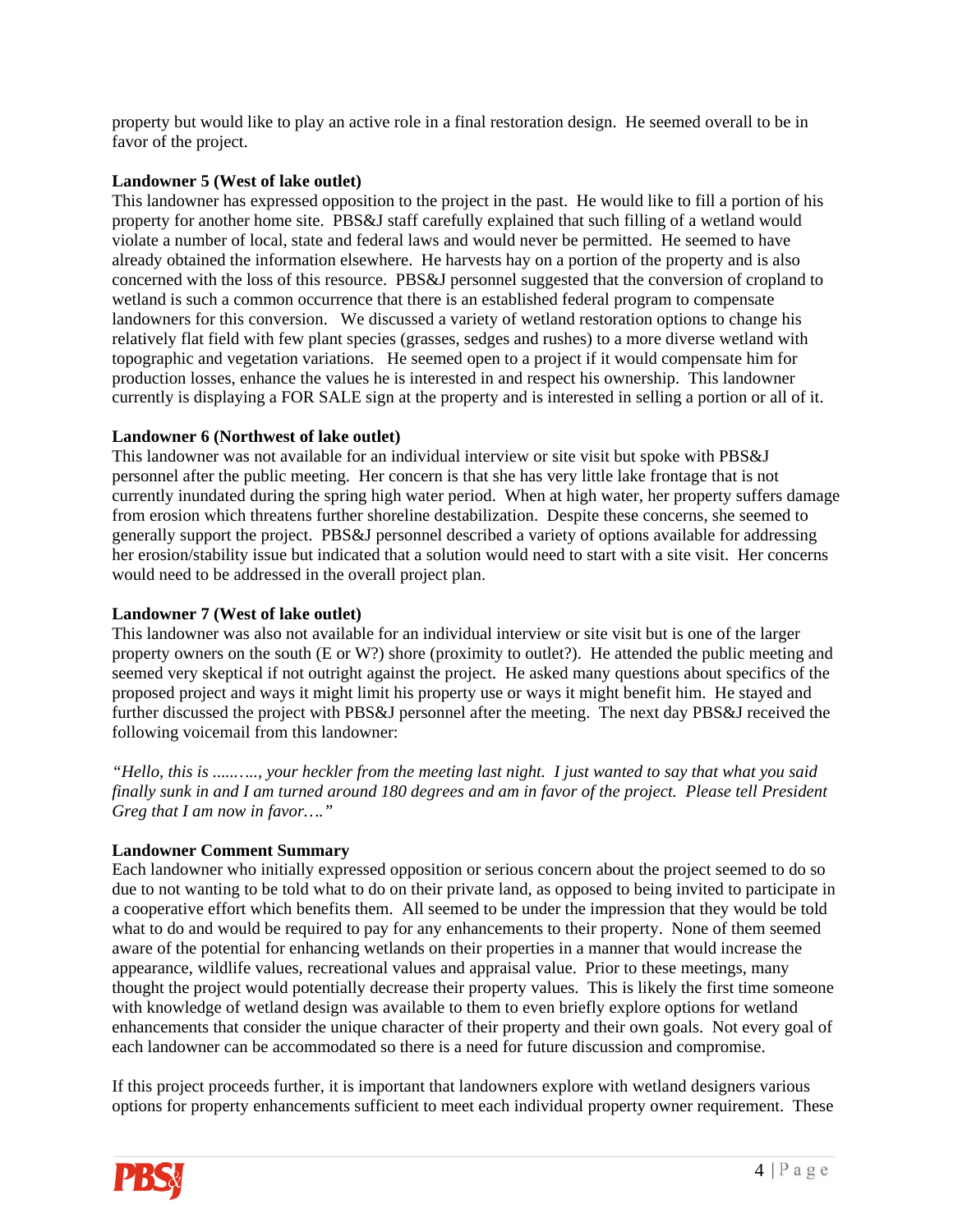property but would like to play an active role in a final restoration design. He seemed overall to be in favor of the project.

**Landowner 5 (West of lake outlet)**

This landowner has expressed opposition to the project in the past. He would like to fill a portion of his property for another home site. PBS&J staff carefully explained that such filling of a wetland would violate a number of local, state and federal laws and would never be permitted. He seemed to have already obtained the information elsewhere. He harvests hay on a portion of the property and is also concerned with the loss of this resource. PBS&J personnel suggested that the conversion of cropland to wetland is such a common occurrence that there is an established federal program to compensate landowners for this conversion. We discussed a variety of wetland restoration options to change his relatively flat field with few plant species (grasses, sedges and rushes) to a more diverse wetland with topographic and vegetation variations. He seemed open to a project if it would compensate him for production losses, enhance the values he is interested in and respect his ownership. This landowner currently is displaying a FOR SALE sign at the property and is interested in selling a portion or all of it.

**Landowner 6 (Northwest of lake outlet)**

This landowner was not available for an individual interview or site visit but spoke with PBS&J personnel after the public meeting. Her concern is that she has very little lake frontage that is not currently inundated during the spring high water period. When at high water, her property suffers damage from erosion which threatens further shoreline destabilization. Despite these concerns, she seemed to generally support the project. PBS&J personnel described a variety of options available for addressing her erosion/stability issue but indicated that a solution would need to start with a site visit. Her concerns would need to be addressed in the overall project plan.

**Landowner 7 (West of lake outlet)**

This landowner was also not available for an individual interview or site visit but is one of the larger property owners on the south (E or W?) shore (proximity to outlet?). He attended the public meeting and seemed very skeptical if not outright against the project. He asked many questions about specifics of the proposed project and ways it might limit his property use or ways it might benefit him. He stayed and further discussed the project with PBS&J personnel after the meeting. The next day PBS&J received the following voicemail from this landowner:

*"Hello, this is ........., your heckler from the meeting last night. I just wanted to say that what you said finally sunk in and I am turned around 180 degrees and am in favor of the project. Please tell President Greg that I am now in favor…."*

**Landowner Comment Summary**

Each landowner who initially expressed opposition or serious concern about the project seemed to do so due to not wanting to be told what to do on their private land, as opposed to being invited to participate in a cooperative effort which benefits them. All seemed to be under the impression that they would be told what to do and would be required to pay for any enhancements to their property. None of them seemed aware of the potential for enhancing wetlands on their properties in a manner that would increase the appearance, wildlife values, recreational values and appraisal value. Prior to these meetings, many thought the project would potentially decrease their property values. This is likely the first time someone with knowledge of wetland design was available to them to even briefly explore options for wetland enhancements that consider the unique character of their property and their own goals. Not every goal of each landowner can be accommodated so there is a need for future discussion and compromise.

If this project proceeds further, it is important that landowners explore with wetland designers various options for property enhancements sufficient to meet each individual property owner requirement. These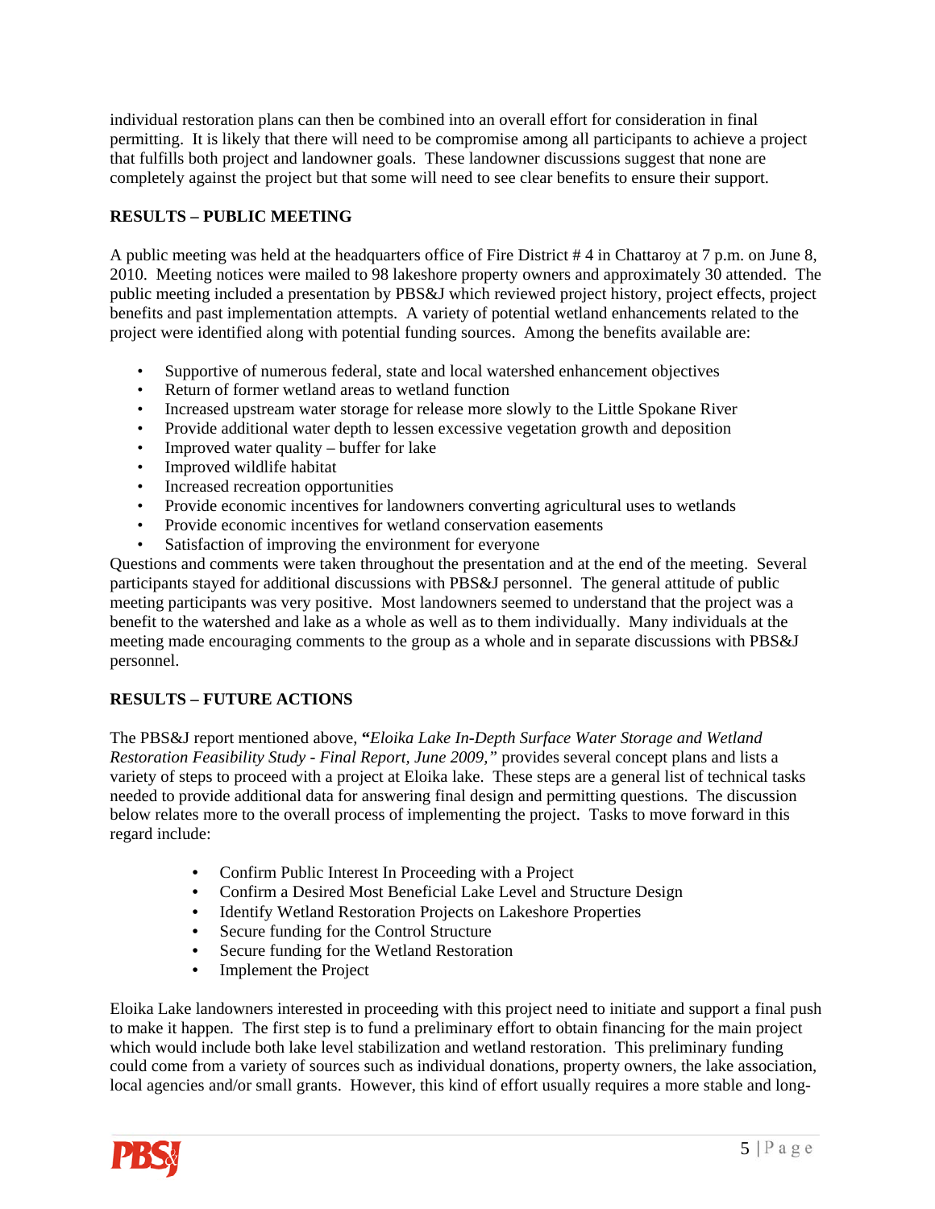individual restoration plans can then be combined into an overall effort for consideration in final permitting. It is likely that there will need to be compromise among all participants to achieve a project that fulfills both project and landowner goals. These landowner discussions suggest that none are completely against the project but that some will need to see clear benefits to ensure their support.

**RESULTS – PUBLIC MEETING**

A public meeting was held at the headquarters office of Fire District # 4 in Chattaroy at 7 p.m. on June 8, 2010. Meeting notices were mailed to 98 lakeshore property owners and approximately 30 attended. The public meeting included a presentation by PBS&J which reviewed project history, project effects, project benefits and past implementation attempts. A variety of potential wetland enhancements related to the project were identified along with potential funding sources. Among the benefits available are:

- Supportive of numerous federal, state and local watershed enhancement objectives
- Return of former wetland areas to wetland function
- Increased upstream water storage for release more slowly to the Little Spokane River
- Provide additional water depth to lessen excessive vegetation growth and deposition
- Improved water quality – buffer for lake
- Improved wildlife habitat
- Increased recreation opportunities
- Provide economic incentives for landowners converting agricultural uses to wetlands
- Provide economic incentives for wetland conservation easements
- Satisfaction of improving the environment for everyone

Questions and comments were taken throughout the presentation and at the end of the meeting. Several participants stayed for additional discussions with PBS&J personnel. The general attitude of public meeting participants was very positive. Most landowners seemed to understand that the project was a benefit to the watershed and lake as a whole as well as to them individually. Many individuals at the meeting made encouraging comments to the group as a whole and in separate discussions with PBS&J personnel.

**RESULTS – FUTURE ACTIONS**

The PBS&J report mentioned above, **"***Eloika Lake In-Depth Surface Water Storage and Wetland Restoration Feasibility Study - Final Report, June 2009,"* provides several concept plans and lists a variety of steps to proceed with a project at Eloika lake. These steps are a general list of technical tasks needed to provide additional data for answering final design and permitting questions. The discussion below relates more to the overall process of implementing the project. Tasks to move forward in this regard include:

- Confirm Public Interest In Proceeding with a Project
- Confirm a Desired Most Beneficial Lake Level and Structure Design
- Identify Wetland Restoration Projects on Lakeshore Properties
- Secure funding for the Control Structure
- Secure funding for the Wetland Restoration
- Implement the Project

Eloika Lake landowners interested in proceeding with this project need to initiate and support a final push to make it happen. The first step is to fund a preliminary effort to obtain financing for the main project which would include both lake level stabilization and wetland restoration. This preliminary funding could come from a variety of sources such as individual donations, property owners, the lake association, local agencies and/or small grants. However, this kind of effort usually requires a more stable and long-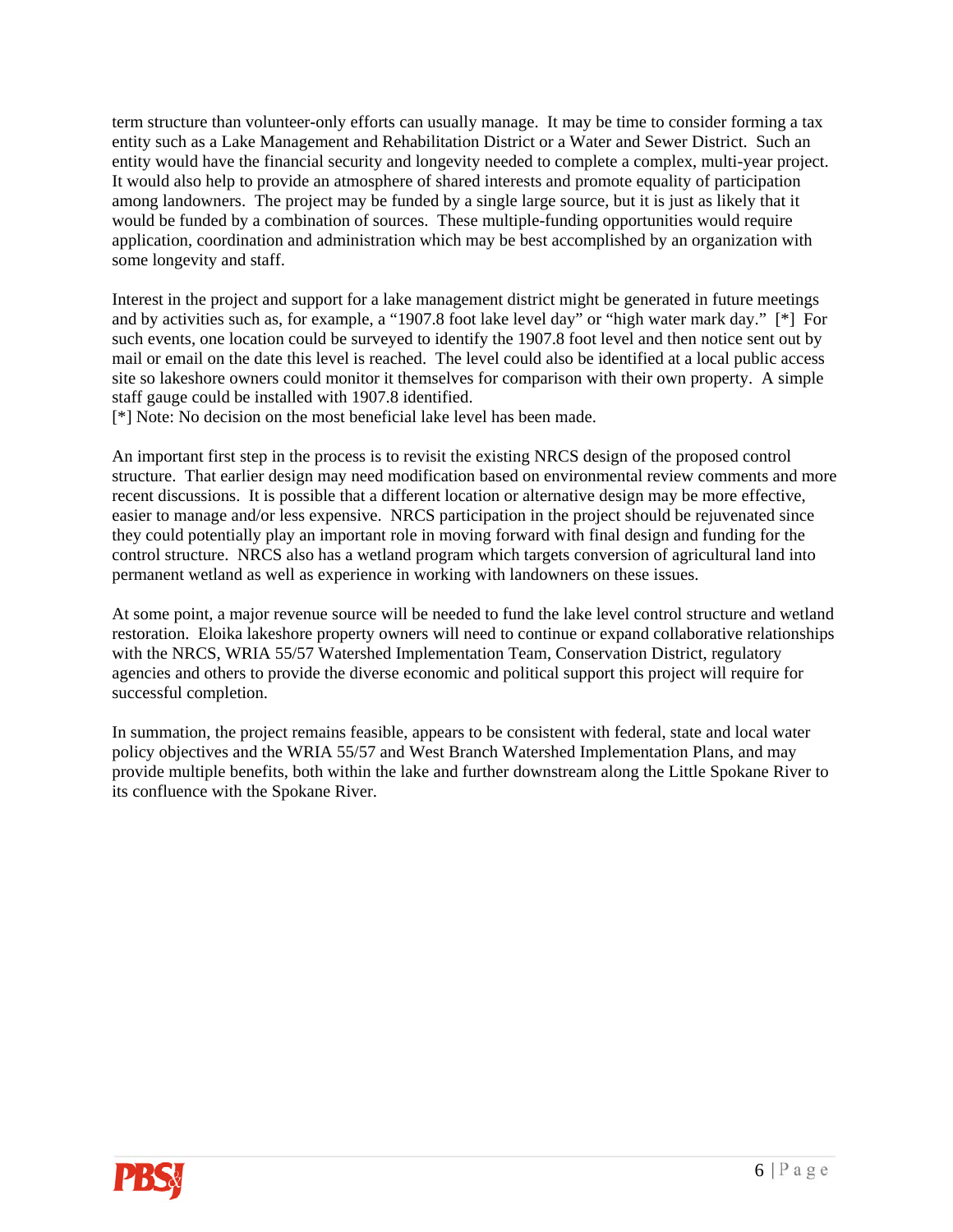term structure than volunteer-only efforts can usually manage. It may be time to consider forming a tax entity such as a Lake Management and Rehabilitation District or a Water and Sewer District. Such an entity would have the financial security and longevity needed to complete a complex, multi-year project. It would also help to provide an atmosphere of shared interests and promote equality of participation among landowners. The project may be funded by a single large source, but it is just as likely that it would be funded by a combination of sources. These multiple-funding opportunities would require application, coordination and administration which may be best accomplished by an organization with some longevity and staff.

Interest in the project and support for a lake management district might be generated in future meetings and by activities such as, for example, a "1907.8 foot lake level day" or "high water mark day." [*] For such events, one location could be surveyed to identify the 1907.8 foot level and then notice sent out by mail or email on the date this level is reached. The level could also be identified at a local public access site so lakeshore owners could monitor it themselves for comparison with their own property. A simple staff gauge could be installed with 1907.8 identified.
[*] Note: No decision on the most beneficial lake level has been made.

An important first step in the process is to revisit the existing NRCS design of the proposed control structure. That earlier design may need modification based on environmental review comments and more recent discussions. It is possible that a different location or alternative design may be more effective, easier to manage and/or less expensive. NRCS participation in the project should be rejuvenated since they could potentially play an important role in moving forward with final design and funding for the control structure. NRCS also has a wetland program which targets conversion of agricultural land into permanent wetland as well as experience in working with landowners on these issues.

At some point, a major revenue source will be needed to fund the lake level control structure and wetland restoration. Eloika lakeshore property owners will need to continue or expand collaborative relationships with the NRCS, WRIA 55/57 Watershed Implementation Team, Conservation District, regulatory agencies and others to provide the diverse economic and political support this project will require for successful completion.

In summation, the project remains feasible, appears to be consistent with federal, state and local water policy objectives and the WRIA 55/57 and West Branch Watershed Implementation Plans, and may provide multiple benefits, both within the lake and further downstream along the Little Spokane River to its confluence with the Spokane River.